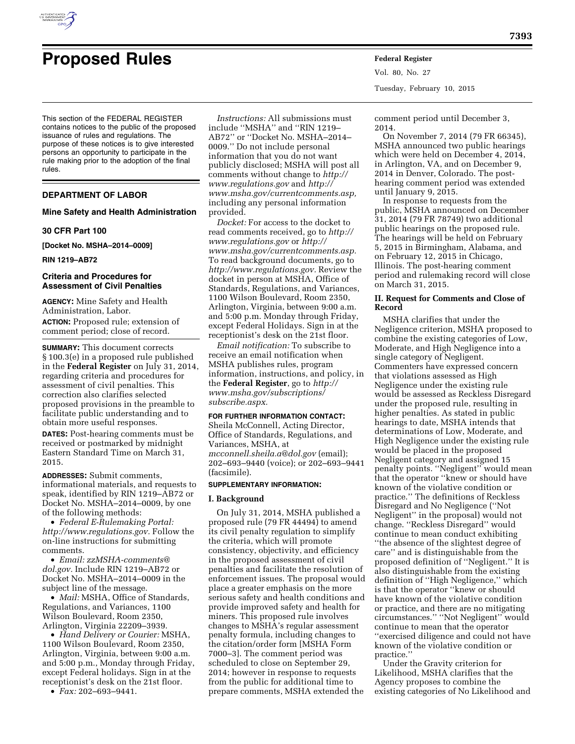# Proposed Rules

This section of the FEDERAL REGISTER contains notices to the public of the proposed issuance of rules and regulations. The purpose of these notices is to give interested persons an opportunity to participate in the rule making prior to the adoption of the final rules.

## DEPARTMENT OF LABOR

### Mine Safety and Health Administration

### 30 CFR Part 100

**[Docket No. MSHA–2014–0009]**

**RIN 1219–AB72**

### Criteria and Procedures for Assessment of Civil Penalties

**AGENCY:** Mine Safety and Health Administration, Labor.

**ACTION:** Proposed rule; extension of comment period; close of record.

**SUMMARY:** This document corrects § 100.3(e) in a proposed rule published in the **Federal Register** on July 31, 2014, regarding criteria and procedures for assessment of civil penalties. This correction also clarifies selected proposed provisions in the preamble to facilitate public understanding and to obtain more useful responses.

**DATES:** Post-hearing comments must be received or postmarked by midnight Eastern Standard Time on March 31, 2015.

**ADDRESSES:** Submit comments, informational materials, and requests to speak, identified by RIN 1219–AB72 or Docket No. MSHA–2014–0009, by one of the following methods:

- *Federal E-Rulemaking Portal: http://www.regulations.gov.* Follow the on-line instructions for submitting comments.
- *Email: zzMSHA-comments@dol.gov.* Include RIN 1219–AB72 or Docket No. MSHA–2014–0009 in the subject line of the message.
- *Mail:* MSHA, Office of Standards, Regulations, and Variances, 1100 Wilson Boulevard, Room 2350, Arlington, Virginia 22209–3939.
- *Hand Delivery or Courier:* MSHA, 1100 Wilson Boulevard, Room 2350, Arlington, Virginia, between 9:00 a.m. and 5:00 p.m., Monday through Friday, except Federal holidays. Sign in at the receptionist's desk on the 21st floor.
- *Fax:* 202–693–9441.

*Instructions:* All submissions must include ''MSHA'' and ''RIN 1219–AB72'' or ''Docket No. MSHA–2014–0009.'' Do not include personal information that you do not want publicly disclosed; MSHA will post all comments without change to *http://www.regulations.gov* and *http://www.msha.gov/currentcomments.asp,* including any personal information provided.

*Docket:* For access to the docket to read comments received, go to *http://www.regulations.gov* or *http://www.msha.gov/currentcomments.asp.* To read background documents, go to *http://www.regulations.gov.* Review the docket in person at MSHA, Office of Standards, Regulations, and Variances, 1100 Wilson Boulevard, Room 2350, Arlington, Virginia, between 9:00 a.m. and 5:00 p.m. Monday through Friday, except Federal Holidays. Sign in at the receptionist's desk on the 21st floor.

*Email notification:* To subscribe to receive an email notification when MSHA publishes rules, program information, instructions, and policy, in the **Federal Register**, go to *http://www.msha.gov/subscriptions/subscribe.aspx.*

**FOR FURTHER INFORMATION CONTACT:** Sheila McConnell, Acting Director, Office of Standards, Regulations, and Variances, MSHA, at *mcconnell.sheila.a@dol.gov* (email); 202–693–9440 (voice); or 202–693–9441 (facsimile).

**SUPPLEMENTARY INFORMATION:**

**I. Background**

On July 31, 2014, MSHA published a proposed rule (79 FR 44494) to amend its civil penalty regulation to simplify the criteria, which will promote consistency, objectivity, and efficiency in the proposed assessment of civil penalties and facilitate the resolution of enforcement issues. The proposal would place a greater emphasis on the more serious safety and health conditions and provide improved safety and health for miners. This proposed rule involves changes to MSHA's regular assessment penalty formula, including changes to the citation/order form [MSHA Form 7000–3]. The comment period was scheduled to close on September 29, 2014; however in response to requests from the public for additional time to prepare comments, MSHA extended the comment period until December 3, 2014.

On November 7, 2014 (79 FR 66345), MSHA announced two public hearings which were held on December 4, 2014, in Arlington, VA, and on December 9, 2014 in Denver, Colorado. The post-hearing comment period was extended until January 9, 2015.

In response to requests from the public, MSHA announced on December 31, 2014 (79 FR 78749) two additional public hearings on the proposed rule. The hearings will be held on February 5, 2015 in Birmingham, Alabama, and on February 12, 2015 in Chicago, Illinois. The post-hearing comment period and rulemaking record will close on March 31, 2015.

**II. Request for Comments and Close of Record**

MSHA clarifies that under the Negligence criterion, MSHA proposed to combine the existing categories of Low, Moderate, and High Negligence into a single category of Negligent. Commenters have expressed concern that violations assessed as High Negligence under the existing rule would be assessed as Reckless Disregard under the proposed rule, resulting in higher penalties. As stated in public hearings to date, MSHA intends that determinations of Low, Moderate, and High Negligence under the existing rule would be placed in the proposed Negligent category and assigned 15 penalty points. ''Negligent'' would mean that the operator ''knew or should have known of the violative condition or practice.'' The definitions of Reckless Disregard and No Negligence (''Not Negligent'' in the proposal) would not change. ''Reckless Disregard'' would continue to mean conduct exhibiting ''the absence of the slightest degree of care'' and is distinguishable from the proposed definition of ''Negligent.'' It is also distinguishable from the existing definition of ''High Negligence,'' which is that the operator ''knew or should have known of the violative condition or practice, and there are no mitigating circumstances.'' ''Not Negligent'' would continue to mean that the operator ''exercised diligence and could not have known of the violative condition or practice.''

Under the Gravity criterion for Likelihood, MSHA clarifies that the Agency proposes to combine the existing categories of No Likelihood and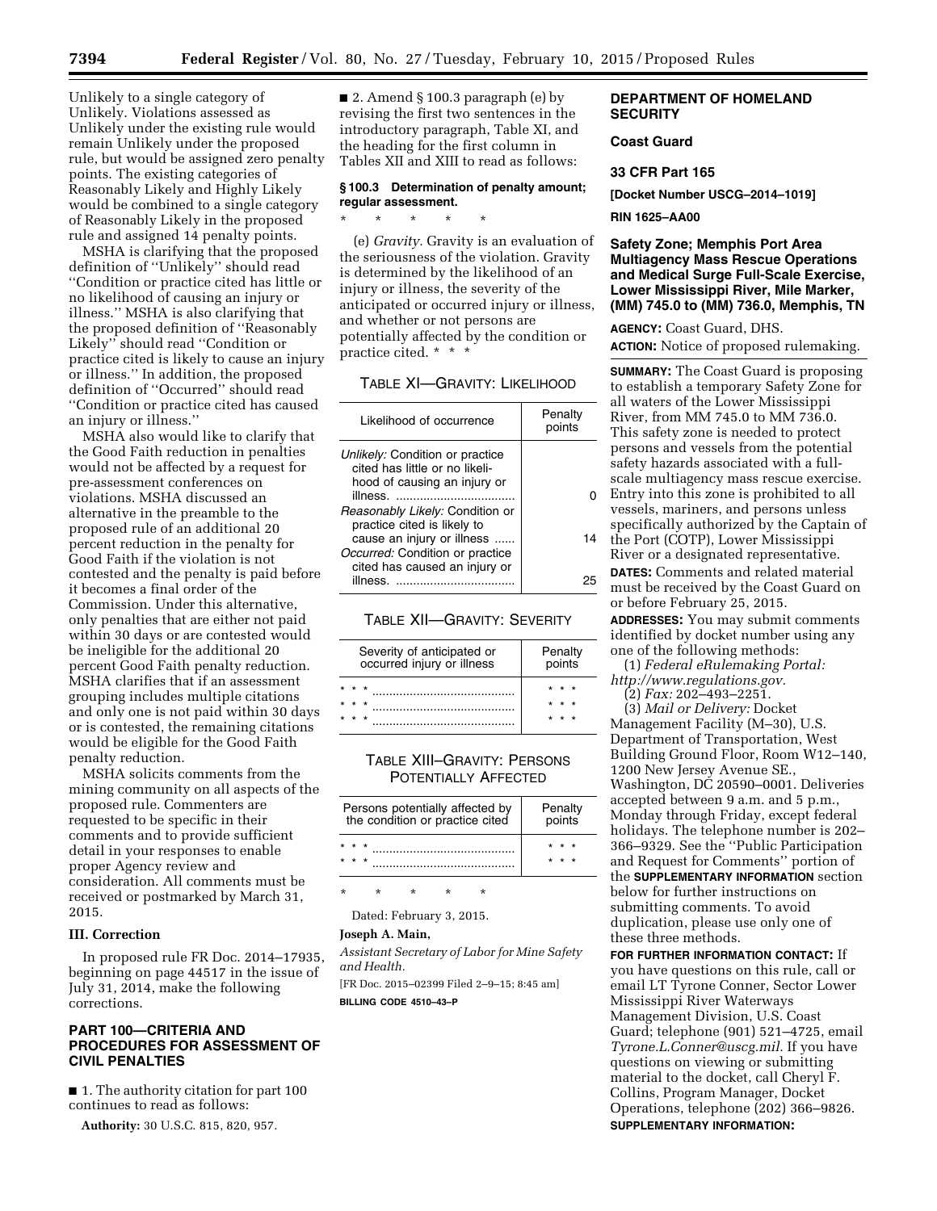Unlikely to a single category of Unlikely. Violations assessed as Unlikely under the existing rule would remain Unlikely under the proposed rule, but would be assigned zero penalty points. The existing categories of Reasonably Likely and Highly Likely would be combined to a single category of Reasonably Likely in the proposed rule and assigned 14 penalty points.

MSHA is clarifying that the proposed definition of ''Unlikely'' should read ''Condition or practice cited has little or no likelihood of causing an injury or illness.'' MSHA is also clarifying that the proposed definition of ''Reasonably Likely'' should read ''Condition or practice cited is likely to cause an injury or illness.'' In addition, the proposed definition of ''Occurred'' should read ''Condition or practice cited has caused an injury or illness.''

MSHA also would like to clarify that the Good Faith reduction in penalties would not be affected by a request for pre-assessment conferences on violations. MSHA discussed an alternative in the preamble to the proposed rule of an additional 20 percent reduction in the penalty for Good Faith if the violation is not contested and the penalty is paid before it becomes a final order of the Commission. Under this alternative, only penalties that are either not paid within 30 days or are contested would be ineligible for the additional 20 percent Good Faith penalty reduction. MSHA clarifies that if an assessment grouping includes multiple citations and only one is not paid within 30 days or is contested, the remaining citations would be eligible for the Good Faith penalty reduction.

MSHA solicits comments from the mining community on all aspects of the proposed rule. Commenters are requested to be specific in their comments and to provide sufficient detail in your responses to enable proper Agency review and consideration. All comments must be received or postmarked by March 31, 2015.

### III. Correction

In proposed rule FR Doc. 2014–17935, beginning on page 44517 in the issue of July 31, 2014, make the following corrections.

## PART 100—CRITERIA AND PROCEDURES FOR ASSESSMENT OF CIVIL PENALTIES

■ 1. The authority citation for part 100 continues to read as follows:

**Authority:** 30 U.S.C. 815, 820, 957.

■ 2. Amend § 100.3 paragraph (e) by revising the first two sentences in the introductory paragraph, Table XI, and the heading for the first column in Tables XII and XIII to read as follows:

#### § 100.3 Determination of penalty amount; regular assessment.

\* \* \* \* \*

(e) *Gravity.* Gravity is an evaluation of the seriousness of the violation. Gravity is determined by the likelihood of an injury or illness, the severity of the anticipated or occurred injury or illness, and whether or not persons are potentially affected by the condition or practice cited. \* \* \*

TABLE XI—GRAVITY: LIKELIHOOD

| Likelihood of occurrence | Penalty points |
|---|---|
| *Unlikely:* Condition or practice cited has little or no likelihood of causing an injury or illness. | 0 |
| *Reasonably Likely:* Condition or practice cited is likely to cause an injury or illness | 14 |
| *Occurred:* Condition or practice cited has caused an injury or illness. | 25 |

TABLE XII—GRAVITY: SEVERITY

| Severity of anticipated or occurred injury or illness | Penalty points |
|---|---|
| \* \* \* | \* \* \* |
| \* \* \* | \* \* \* |
| \* \* \* | \* \* \* |

TABLE XIII–GRAVITY: PERSONS POTENTIALLY AFFECTED

| Persons potentially affected by the condition or practice cited | Penalty points |
|---|---|
| \* \* \* | \* \* \* |
| \* \* \* | \* \* \* |

\* \* \* \* \*

Dated: February 3, 2015.

**Joseph A. Main,**

*Assistant Secretary of Labor for Mine Safety and Health.*

[FR Doc. 2015–02399 Filed 2–9–15; 8:45 am]

**BILLING CODE 4510–43–P**

## DEPARTMENT OF HOMELAND SECURITY

### Coast Guard

### 33 CFR Part 165

**[Docket Number USCG–2014–1019]**

**RIN 1625–AA00**

### Safety Zone; Memphis Port Area Multiagency Mass Rescue Operations and Medical Surge Full-Scale Exercise, Lower Mississippi River, Mile Marker, (MM) 745.0 to (MM) 736.0, Memphis, TN

**AGENCY:** Coast Guard, DHS.

**ACTION:** Notice of proposed rulemaking.

**SUMMARY:** The Coast Guard is proposing to establish a temporary Safety Zone for all waters of the Lower Mississippi River, from MM 745.0 to MM 736.0. This safety zone is needed to protect persons and vessels from the potential safety hazards associated with a full-scale multiagency mass rescue exercise. Entry into this zone is prohibited to all vessels, mariners, and persons unless specifically authorized by the Captain of the Port (COTP), Lower Mississippi River or a designated representative.

**DATES:** Comments and related material must be received by the Coast Guard on or before February 25, 2015.

**ADDRESSES:** You may submit comments identified by docket number using any one of the following methods:

(1) *Federal eRulemaking Portal: http://www.regulations.gov.*

(2) *Fax:* 202–493–2251.

(3) *Mail or Delivery:* Docket Management Facility (M–30), U.S. Department of Transportation, West Building Ground Floor, Room W12–140, 1200 New Jersey Avenue SE., Washington, DC 20590–0001. Deliveries accepted between 9 a.m. and 5 p.m., Monday through Friday, except federal holidays. The telephone number is 202–366–9329. See the ''Public Participation and Request for Comments'' portion of the **SUPPLEMENTARY INFORMATION** section below for further instructions on submitting comments. To avoid duplication, please use only one of these three methods.

**FOR FURTHER INFORMATION CONTACT:** If you have questions on this rule, call or email LT Tyrone Conner, Sector Lower Mississippi River Waterways Management Division, U.S. Coast Guard; telephone (901) 521–4725, email *Tyrone.L.Conner@uscg.mil.* If you have questions on viewing or submitting material to the docket, call Cheryl F. Collins, Program Manager, Docket Operations, telephone (202) 366–9826.

**SUPPLEMENTARY INFORMATION:**